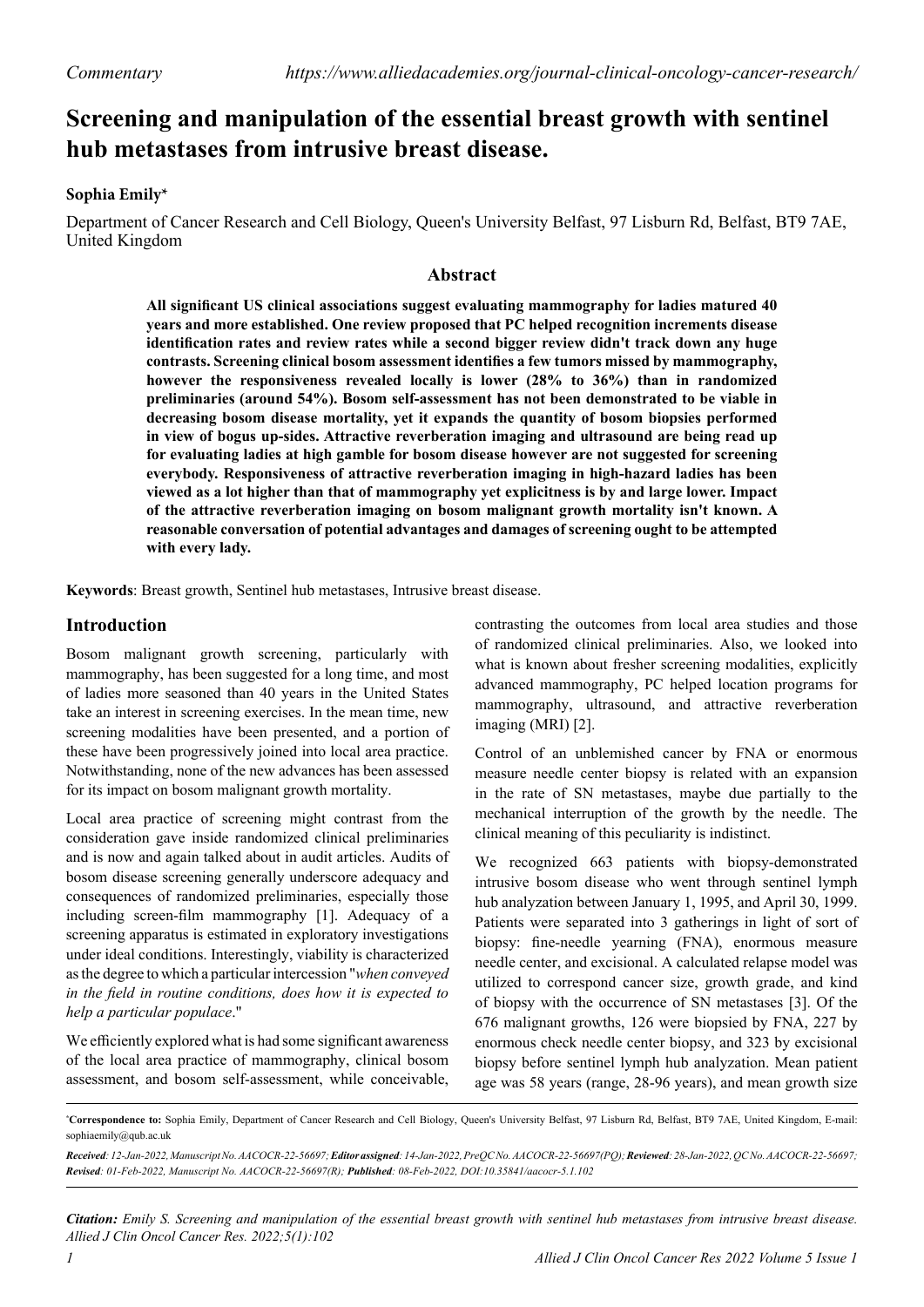*Commentary* https://www.alliedacademies.org/journal-clinical-oncology-cancer-research/

# Screening and manipulation of the essential breast growth with sentinel hub metastases from intrusive breast disease.

**Sophia Emily***

Department of Cancer Research and Cell Biology, Queen's University Belfast, 97 Lisburn Rd, Belfast, BT9 7AE, United Kingdom

## Abstract

**All significant US clinical associations suggest evaluating mammography for ladies matured 40 years and more established. One review proposed that PC helped recognition increments disease identification rates and review rates while a second bigger review didn't track down any huge contrasts. Screening clinical bosom assessment identifies a few tumors missed by mammography, however the responsiveness revealed locally is lower (28% to 36%) than in randomized preliminaries (around 54%). Bosom self-assessment has not been demonstrated to be viable in decreasing bosom disease mortality, yet it expands the quantity of bosom biopsies performed in view of bogus up-sides. Attractive reverberation imaging and ultrasound are being read up for evaluating ladies at high gamble for bosom disease however are not suggested for screening everybody. Responsiveness of attractive reverberation imaging in high-hazard ladies has been viewed as a lot higher than that of mammography yet explicitness is by and large lower. Impact of the attractive reverberation imaging on bosom malignant growth mortality isn't known. A reasonable conversation of potential advantages and damages of screening ought to be attempted with every lady.**

**Keywords**: Breast growth, Sentinel hub metastases, Intrusive breast disease.

## Introduction

Bosom malignant growth screening, particularly with mammography, has been suggested for a long time, and most of ladies more seasoned than 40 years in the United States take an interest in screening exercises. In the mean time, new screening modalities have been presented, and a portion of these have been progressively joined into local area practice. Notwithstanding, none of the new advances has been assessed for its impact on bosom malignant growth mortality.

Local area practice of screening might contrast from the consideration gave inside randomized clinical preliminaries and is now and again talked about in audit articles. Audits of bosom disease screening generally underscore adequacy and consequences of randomized preliminaries, especially those including screen-film mammography [1]. Adequacy of a screening apparatus is estimated in exploratory investigations under ideal conditions. Interestingly, viability is characterized as the degree to which a particular intercession "*when conveyed in the field in routine conditions, does how it is expected to help a particular populace*."

We efficiently explored what is had some significant awareness of the local area practice of mammography, clinical bosom assessment, and bosom self-assessment, while conceivable, contrasting the outcomes from local area studies and those of randomized clinical preliminaries. Also, we looked into what is known about fresher screening modalities, explicitly advanced mammography, PC helped location programs for mammography, ultrasound, and attractive reverberation imaging (MRI) [2].

Control of an unblemished cancer by FNA or enormous measure needle center biopsy is related with an expansion in the rate of SN metastases, maybe due partially to the mechanical interruption of the growth by the needle. The clinical meaning of this peculiarity is indistinct.

We recognized 663 patients with biopsy-demonstrated intrusive bosom disease who went through sentinel lymph hub analyzation between January 1, 1995, and April 30, 1999. Patients were separated into 3 gatherings in light of sort of biopsy: fine-needle yearning (FNA), enormous measure needle center, and excisional. A calculated relapse model was utilized to correspond cancer size, growth grade, and kind of biopsy with the occurrence of SN metastases [3]. Of the 676 malignant growths, 126 were biopsied by FNA, 227 by enormous check needle center biopsy, and 323 by excisional biopsy before sentinel lymph hub analyzation. Mean patient age was 58 years (range, 28-96 years), and mean growth size

*Correspondence to: Sophia Emily, Department of Cancer Research and Cell Biology, Queen's University Belfast, 97 Lisburn Rd, Belfast, BT9 7AE, United Kingdom, E-mail: sophiaemily@qub.ac.uk

*Received*: 12-Jan-2022, Manuscript No. AACOCR-22-56697; *Editor assigned*: 14-Jan-2022, PreQC No. AACOCR-22-56697(PQ); *Reviewed*: 28-Jan-2022, QC No. AACOCR-22-56697; *Revised*: 01-Feb-2022, Manuscript No. AACOCR-22-56697(R); *Published*: 08-Feb-2022, DOI:10.35841/aacocr-5.1.102

***Citation:*** *Emily S. Screening and manipulation of the essential breast growth with sentinel hub metastases from intrusive breast disease. Allied J Clin Oncol Cancer Res. 2022;5(1):102*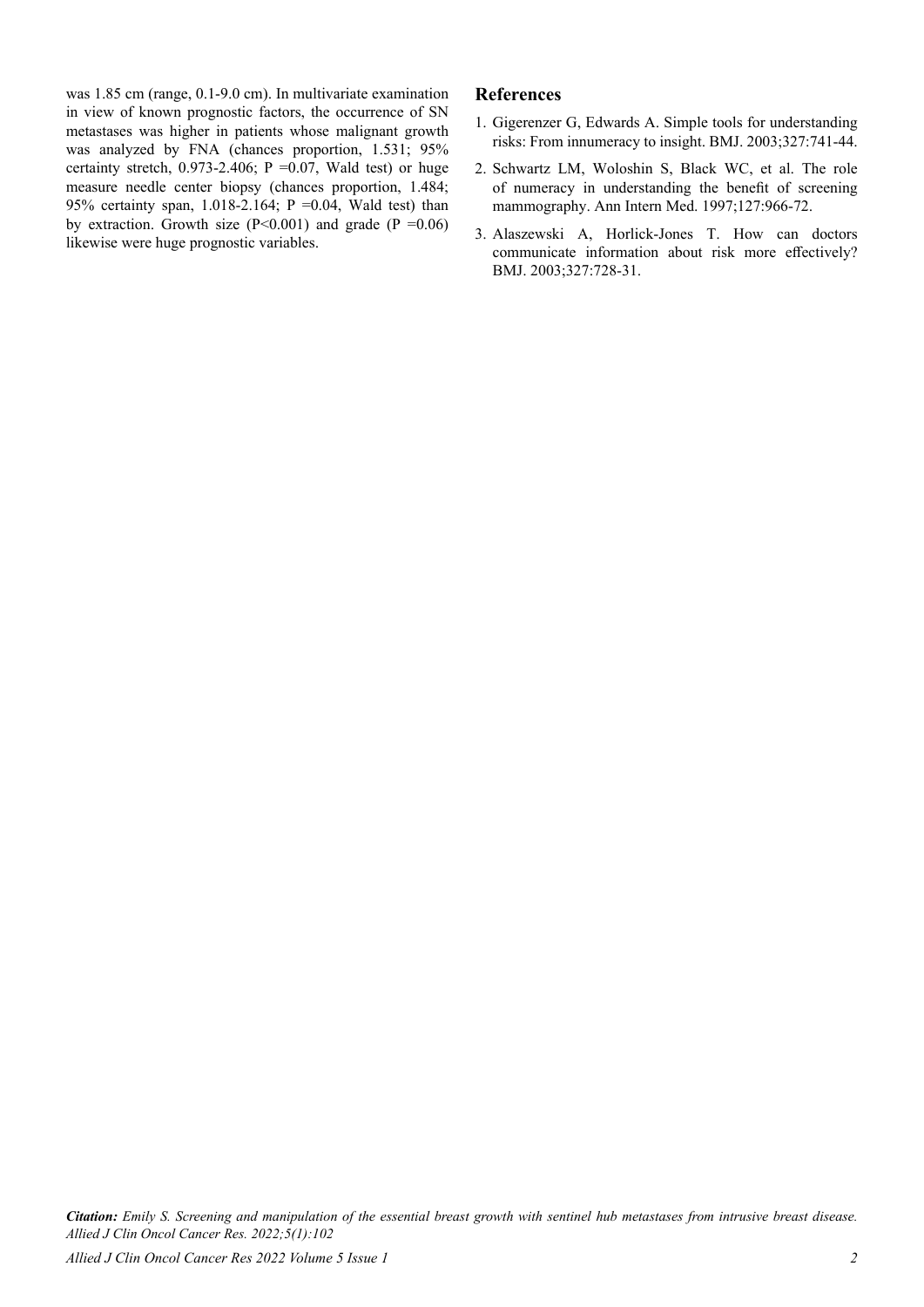was 1.85 cm (range, 0.1-9.0 cm). In multivariate examination in view of known prognostic factors, the occurrence of SN metastases was higher in patients whose malignant growth was analyzed by FNA (chances proportion, 1.531; 95% certainty stretch, 0.973-2.406; P =0.07, Wald test) or huge measure needle center biopsy (chances proportion, 1.484; 95% certainty span, 1.018-2.164; P =0.04, Wald test) than by extraction. Growth size (P<0.001) and grade (P =0.06) likewise were huge prognostic variables.

## References

1. Gigerenzer G, Edwards A. Simple tools for understanding risks: From innumeracy to insight. BMJ. 2003;327:741-44.
2. Schwartz LM, Woloshin S, Black WC, et al. The role of numeracy in understanding the benefit of screening mammography. Ann Intern Med. 1997;127:966-72.
3. Alaszewski A, Horlick-Jones T. How can doctors communicate information about risk more effectively? BMJ. 2003;327:728-31.

***Citation:*** *Emily S. Screening and manipulation of the essential breast growth with sentinel hub metastases from intrusive breast disease. Allied J Clin Oncol Cancer Res. 2022;5(1):102*